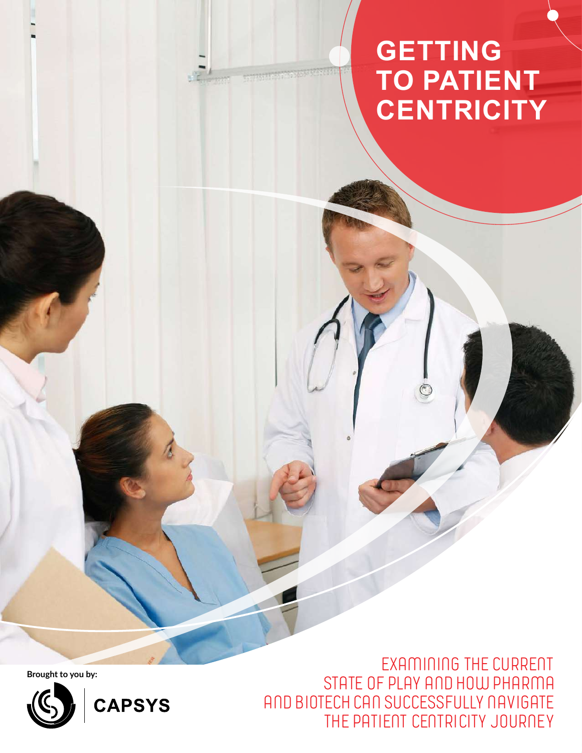# GETTING TO PATIENT CENTRICITY

EXAMINING THE CURRENT STATE OF PLAY AND HOW PHARMA AND BIOTECH CAN SUCCESSFULLY NAVIGATE THE PATIENT CENTRICITY JOURNEY

**Brought to you by:**

CAPSYS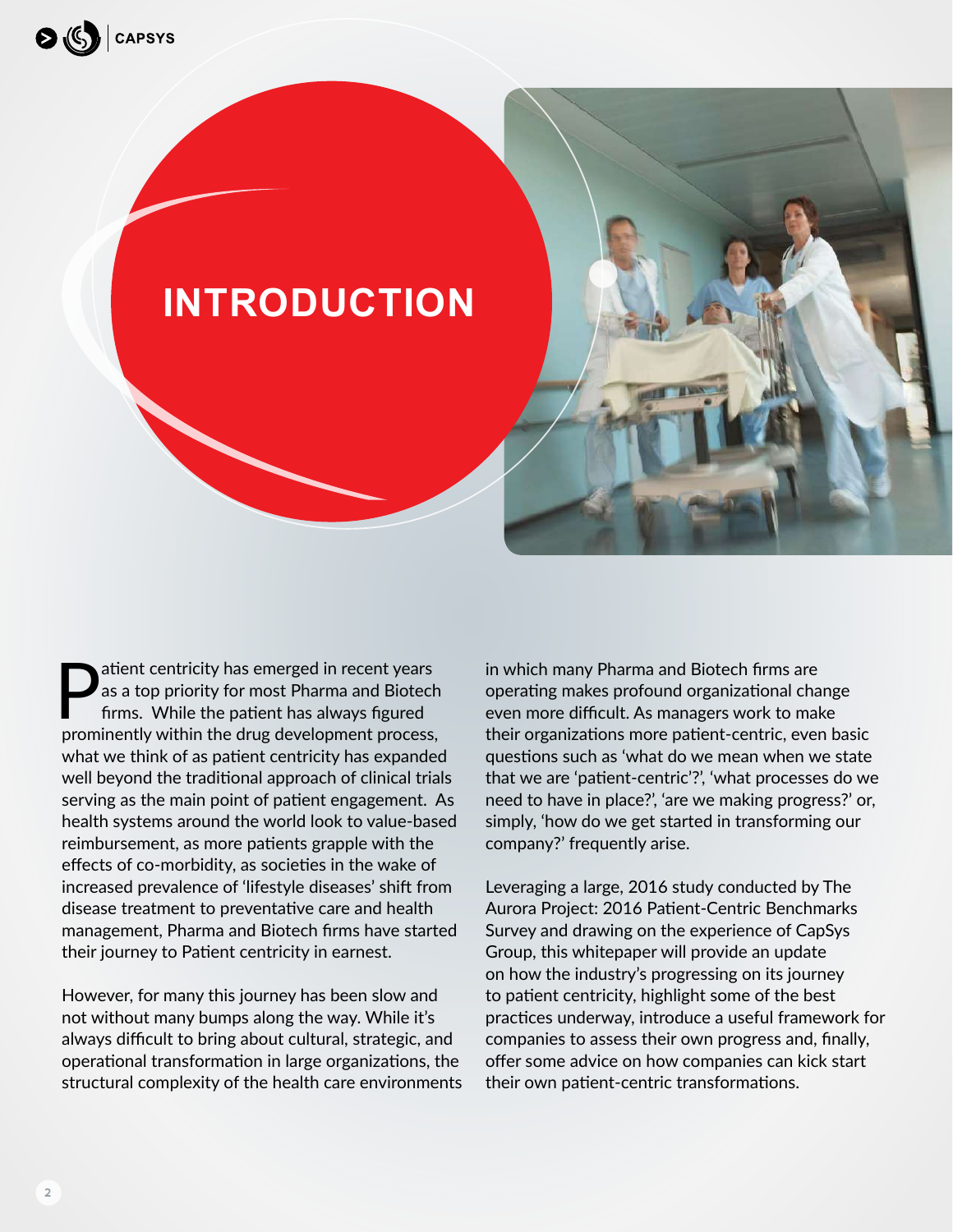# INTRODUCTION

Patient centricity has emerged in recent years as a top priority for most Pharma and Biotech firms. While the patient has always figured prominently within the drug development process, what we think of as patient centricity has expanded well beyond the traditional approach of clinical trials serving as the main point of patient engagement. As health systems around the world look to value-based reimbursement, as more patients grapple with the effects of co-morbidity, as societies in the wake of increased prevalence of 'lifestyle diseases' shift from disease treatment to preventative care and health management, Pharma and Biotech firms have started their journey to Patient centricity in earnest.

However, for many this journey has been slow and not without many bumps along the way. While it's always difficult to bring about cultural, strategic, and operational transformation in large organizations, the structural complexity of the health care environments in which many Pharma and Biotech firms are operating makes profound organizational change even more difficult. As managers work to make their organizations more patient-centric, even basic questions such as 'what do we mean when we state that we are 'patient-centric'?', 'what processes do we need to have in place?', 'are we making progress?' or, simply, 'how do we get started in transforming our company?' frequently arise.

Leveraging a large, 2016 study conducted by The Aurora Project: 2016 Patient-Centric Benchmarks Survey and drawing on the experience of CapSys Group, this whitepaper will provide an update on how the industry's progressing on its journey to patient centricity, highlight some of the best practices underway, introduce a useful framework for companies to assess their own progress and, finally, offer some advice on how companies can kick start their own patient-centric transformations.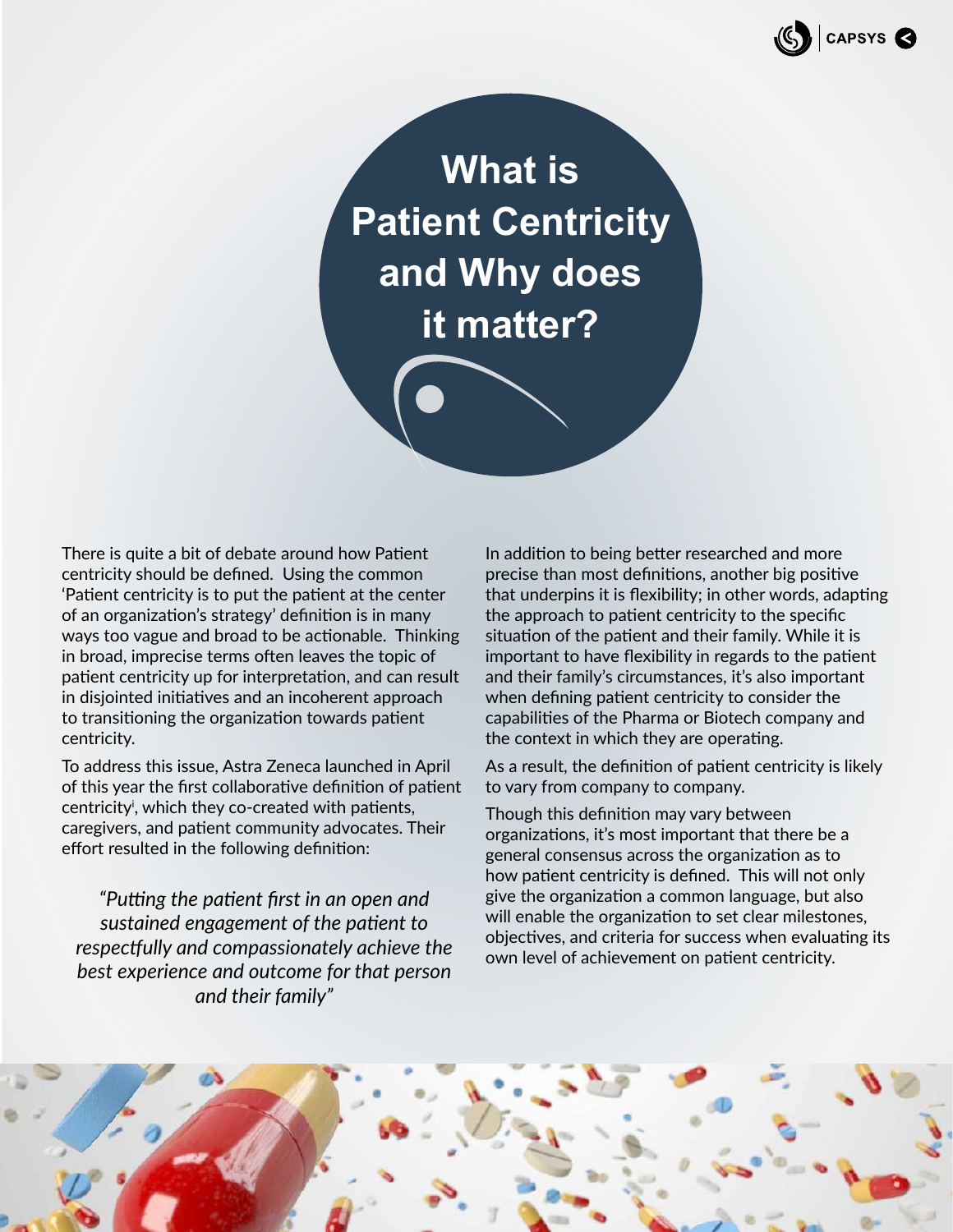# What is Patient Centricity and Why does it matter?

There is quite a bit of debate around how Patient centricity should be defined. Using the common 'Patient centricity is to put the patient at the center of an organization's strategy' definition is in many ways too vague and broad to be actionable. Thinking in broad, imprecise terms often leaves the topic of patient centricity up for interpretation, and can result in disjointed initiatives and an incoherent approach to transitioning the organization towards patient centricity.

To address this issue, Astra Zeneca launched in April of this year the first collaborative definition of patient centricity[i], which they co-created with patients, caregivers, and patient community advocates. Their effort resulted in the following definition:

> *"Putting the patient first in an open and sustained engagement of the patient to respectfully and compassionately achieve the best experience and outcome for that person and their family"*

In addition to being better researched and more precise than most definitions, another big positive that underpins it is flexibility; in other words, adapting the approach to patient centricity to the specific situation of the patient and their family. While it is important to have flexibility in regards to the patient and their family's circumstances, it's also important when defining patient centricity to consider the capabilities of the Pharma or Biotech company and the context in which they are operating.

As a result, the definition of patient centricity is likely to vary from company to company.

Though this definition may vary between organizations, it's most important that there be a general consensus across the organization as to how patient centricity is defined. This will not only give the organization a common language, but also will enable the organization to set clear milestones, objectives, and criteria for success when evaluating its own level of achievement on patient centricity.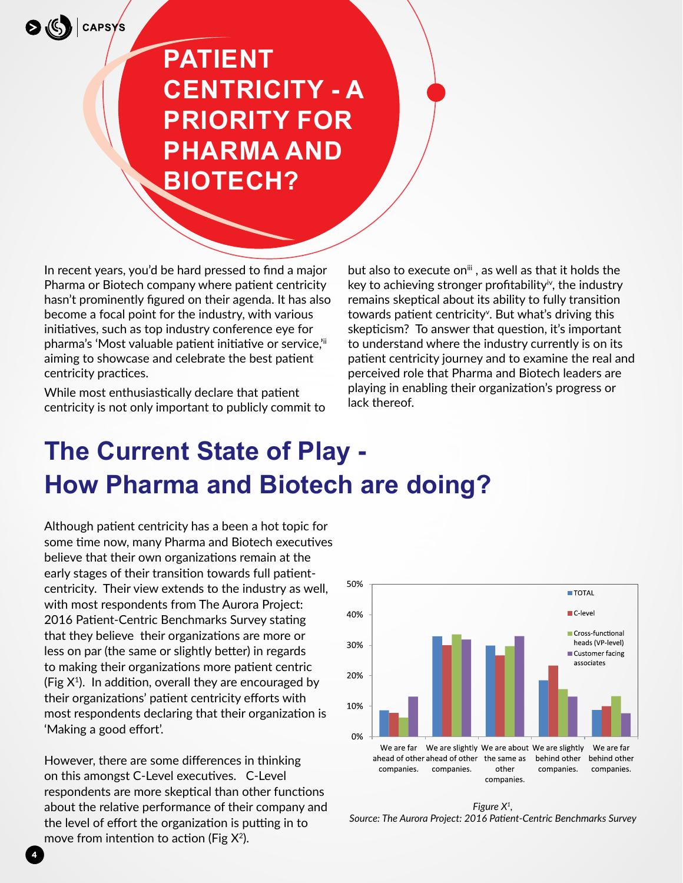# PATIENT CENTRICITY - A PRIORITY FOR PHARMA AND BIOTECH?

In recent years, you'd be hard pressed to find a major Pharma or Biotech company where patient centricity hasn't prominently figured on their agenda. It has also become a focal point for the industry, with various initiatives, such as top industry conference eye for pharma's 'Most valuable patient initiative or service,'[ii] aiming to showcase and celebrate the best patient centricity practices.

While most enthusiastically declare that patient centricity is not only important to publicly commit to but also to execute on[iii], as well as that it holds the key to achieving stronger profitability[iv], the industry remains skeptical about its ability to fully transition towards patient centricity[v]. But what's driving this skepticism? To answer that question, it's important to understand where the industry currently is on its patient centricity journey and to examine the real and perceived role that Pharma and Biotech leaders are playing in enabling their organization's progress or lack thereof.

## The Current State of Play - How Pharma and Biotech are doing?

Although patient centricity has a been a hot topic for some time now, many Pharma and Biotech executives believe that their own organizations remain at the early stages of their transition towards full patient-centricity. Their view extends to the industry as well, with most respondents from The Aurora Project: 2016 Patient-Centric Benchmarks Survey stating that they believe their organizations are more or less on par (the same or slightly better) in regards to making their organizations more patient centric (Fig X[1]). In addition, overall they are encouraged by their organizations' patient centricity efforts with most respondents declaring that their organization is 'Making a good effort'.

However, there are some differences in thinking on this amongst C-Level executives. C-Level respondents are more skeptical than other functions about the relative performance of their company and the level of effort the organization is putting in to move from intention to action (Fig X[2]).

*Figure X[1],*
*Source: The Aurora Project: 2016 Patient-Centric Benchmarks Survey*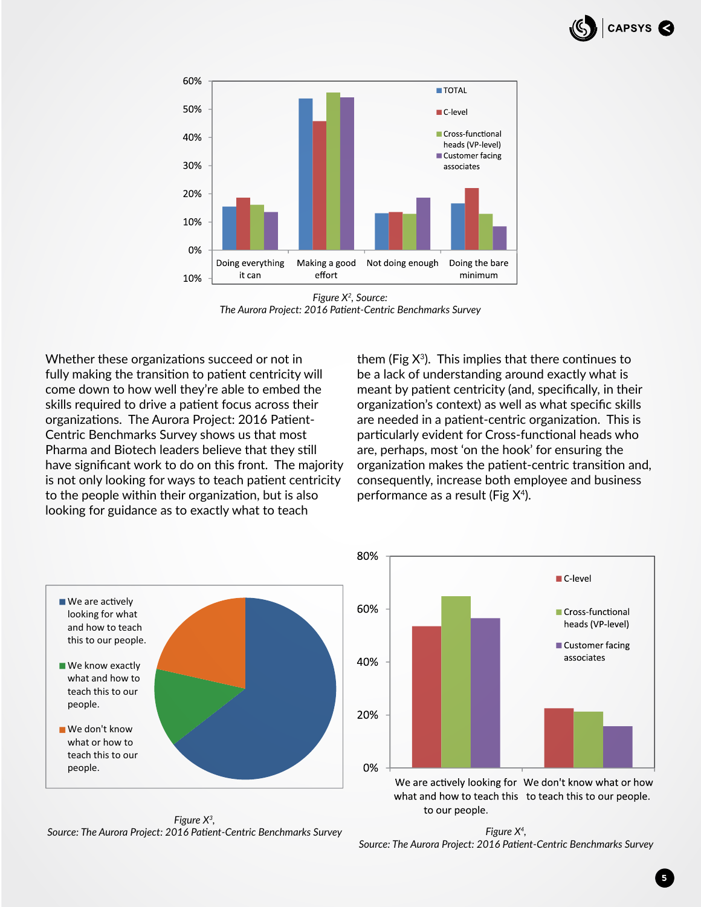Figure X[2], Source:
The Aurora Project: 2016 Patient-Centric Benchmarks Survey

Whether these organizations succeed or not in fully making the transition to patient centricity will come down to how well they're able to embed the skills required to drive a patient focus across their organizations. The Aurora Project: 2016 Patient-Centric Benchmarks Survey shows us that most Pharma and Biotech leaders believe that they still have significant work to do on this front. The majority is not only looking for ways to teach patient centricity to the people within their organization, but is also looking for guidance as to exactly what to teach them (Fig X[3]). This implies that there continues to be a lack of understanding around exactly what is meant by patient centricity (and, specifically, in their organization's context) as well as what specific skills are needed in a patient-centric organization. This is particularly evident for Cross-functional heads who are, perhaps, most 'on the hook' for ensuring the organization makes the patient-centric transition and, consequently, increase both employee and business performance as a result (Fig X[4]).

Figure X[3],
Source: The Aurora Project: 2016 Patient-Centric Benchmarks Survey

Figure X[4],
Source: The Aurora Project: 2016 Patient-Centric Benchmarks Survey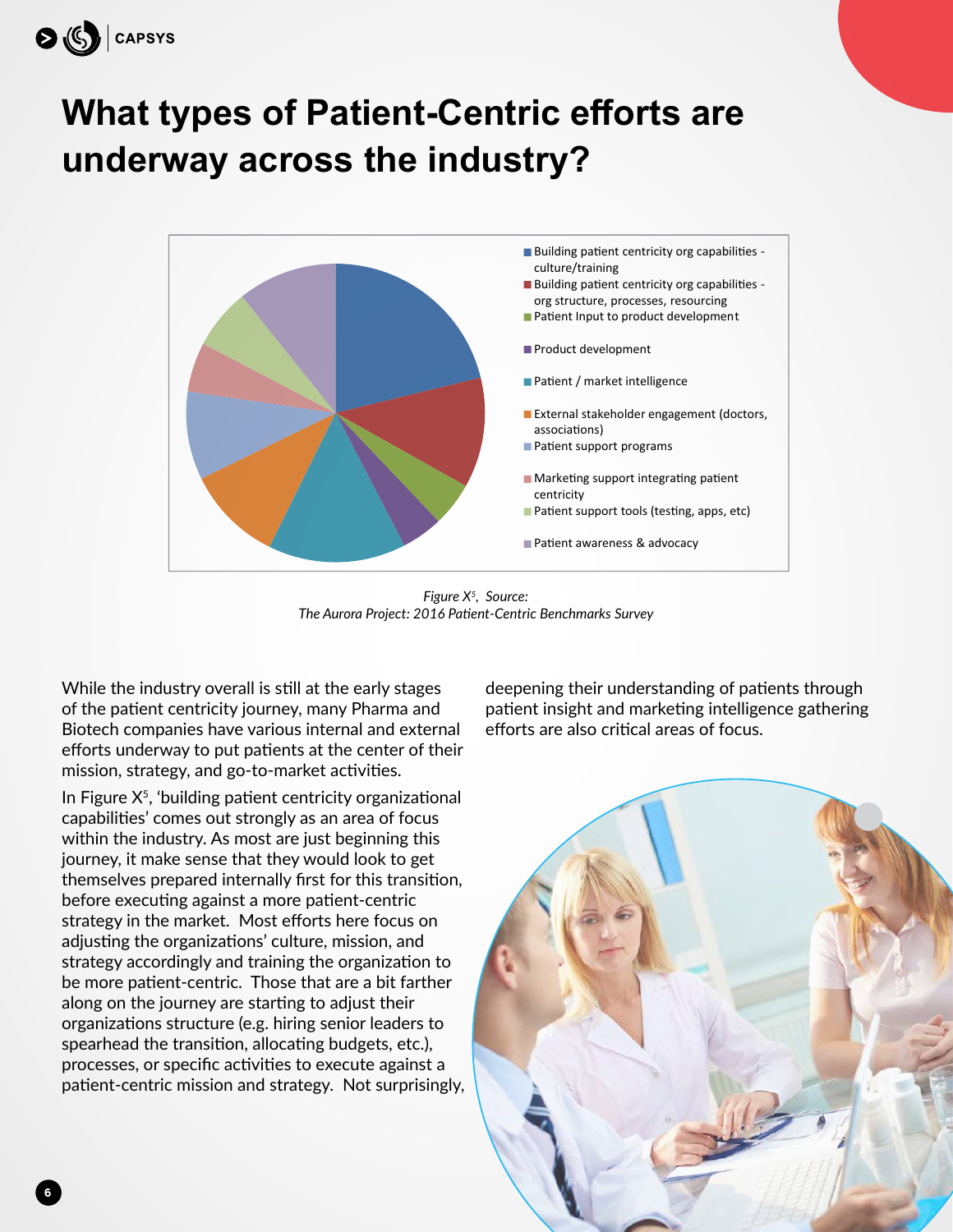# What types of Patient-Centric efforts are underway across the industry?

- Building patient centricity org capabilities - culture/training
- Building patient centricity org capabilities - org structure, processes, resourcing
- Patient Input to product development
- Product development
- Patient / market intelligence
- External stakeholder engagement (doctors, associations)
- Patient support programs
- Marketing support integrating patient centricity
- Patient support tools (testing, apps, etc)
- Patient awareness & advocacy

*Figure X[5], Source:*
*The Aurora Project: 2016 Patient-Centric Benchmarks Survey*

While the industry overall is still at the early stages of the patient centricity journey, many Pharma and Biotech companies have various internal and external efforts underway to put patients at the center of their mission, strategy, and go-to-market activities.

In Figure X[5], 'building patient centricity organizational capabilities' comes out strongly as an area of focus within the industry. As most are just beginning this journey, it make sense that they would look to get themselves prepared internally first for this transition, before executing against a more patient-centric strategy in the market. Most efforts here focus on adjusting the organizations' culture, mission, and strategy accordingly and training the organization to be more patient-centric. Those that are a bit farther along on the journey are starting to adjust their organizations structure (e.g. hiring senior leaders to spearhead the transition, allocating budgets, etc.), processes, or specific activities to execute against a patient-centric mission and strategy. Not surprisingly, deepening their understanding of patients through patient insight and marketing intelligence gathering efforts are also critical areas of focus.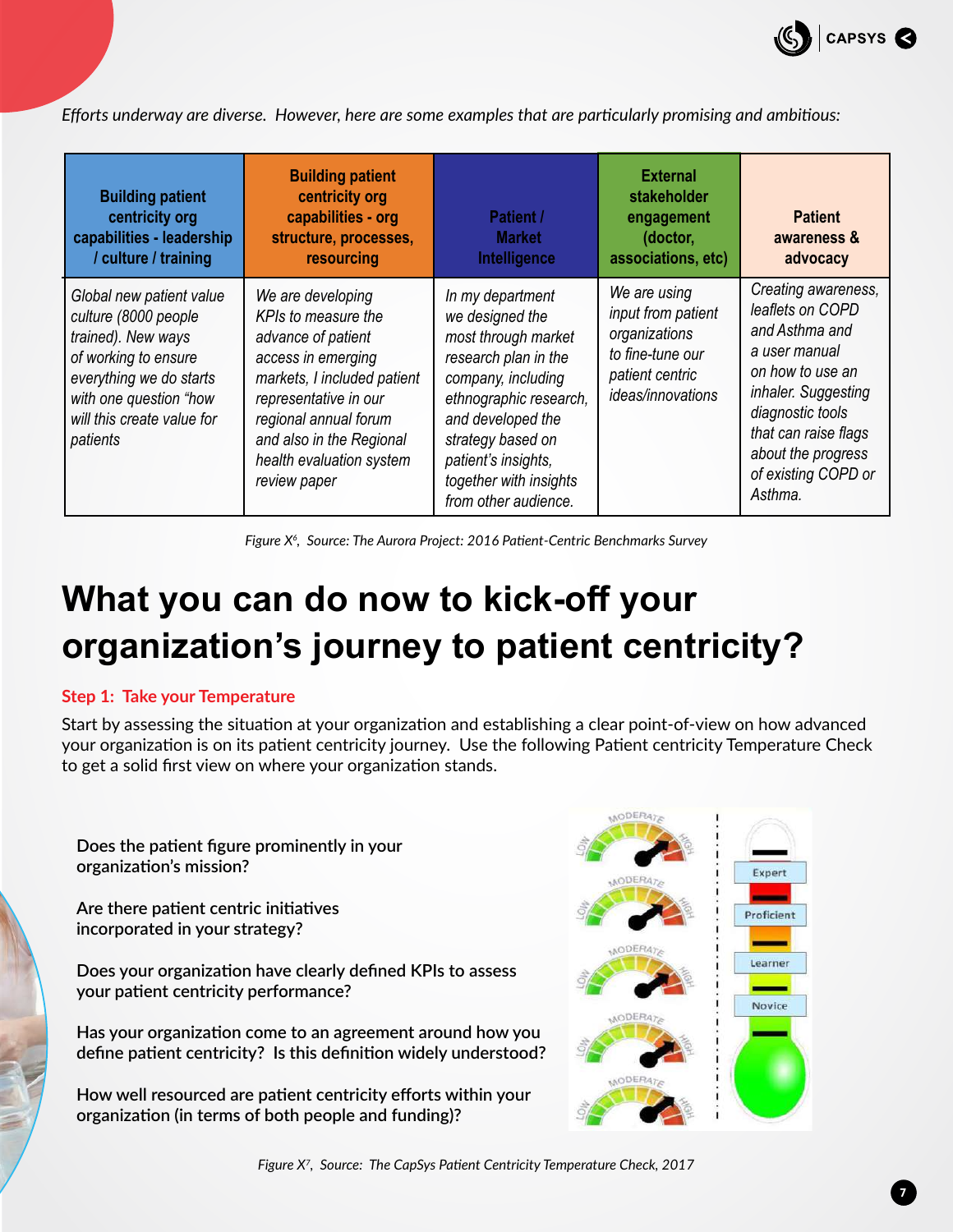*Efforts underway are diverse. However, here are some examples that are particularly promising and ambitious:*

| Building patient centricity org capabilities - leadership / culture / training | Building patient centricity org capabilities - org structure, processes, resourcing | Patient / Market Intelligence | External stakeholder engagement (doctor, associations, etc) | Patient awareness & advocacy |
|---|---|---|---|---|
| *Global new patient value culture (8000 people trained). New ways of working to ensure everything we do starts with one question "how will this create value for patients* | *We are developing KPIs to measure the advance of patient access in emerging markets, I included patient representative in our regional annual forum and also in the Regional health evaluation system review paper* | *In my department we designed the most through market research plan in the company, including ethnographic research, and developed the strategy based on patient's insights, together with insights from other audience.* | *We are using input from patient organizations to fine-tune our patient centric ideas/innovations* | *Creating awareness, leaflets on COPD and Asthma and a user manual on how to use an inhaler. Suggesting diagnostic tools that can raise flags about the progress of existing COPD or Asthma.* |

*Figure X[6], Source: The Aurora Project: 2016 Patient-Centric Benchmarks Survey*

# What you can do now to kick-off your organization's journey to patient centricity?

**Step 1: Take your Temperature**

Start by assessing the situation at your organization and establishing a clear point-of-view on how advanced your organization is on its patient centricity journey. Use the following Patient centricity Temperature Check to get a solid first view on where your organization stands.

Does the patient figure prominently in your organization's mission?

Are there patient centric initiatives incorporated in your strategy?

Does your organization have clearly defined KPIs to assess your patient centricity performance?

Has your organization come to an agreement around how you define patient centricity? Is this definition widely understood?

How well resourced are patient centricity efforts within your organization (in terms of both people and funding)?

*Figure X[7], Source: The CapSys Patient Centricity Temperature Check, 2017*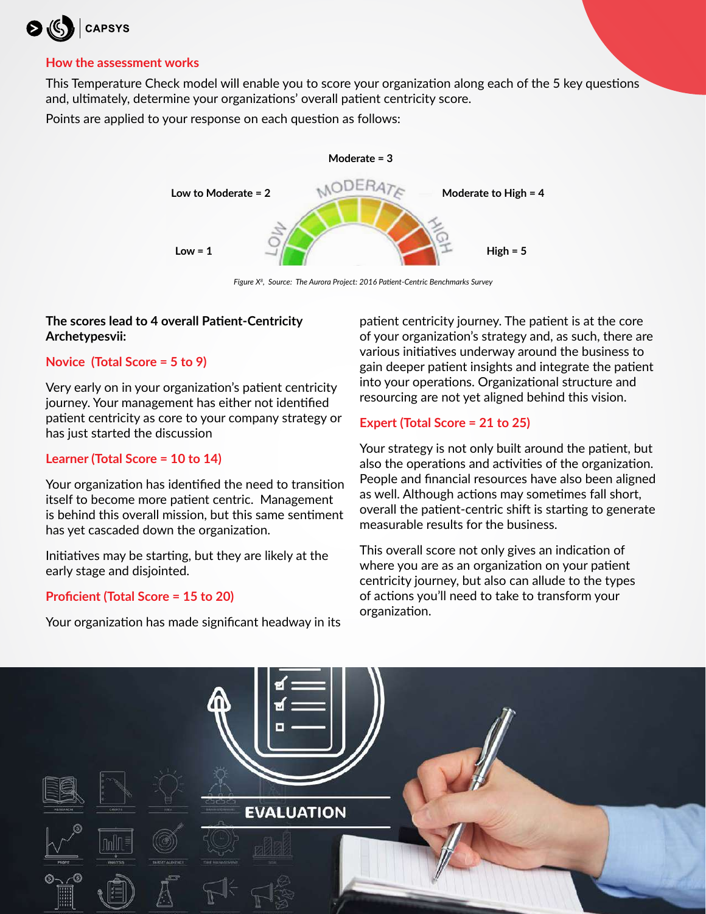## How the assessment works

This Temperature Check model will enable you to score your organization along each of the 5 key questions and, ultimately, determine your organizations' overall patient centricity score.

Points are applied to your response on each question as follows:

- Low = 1
- Low to Moderate = 2
- Moderate = 3
- Moderate to High = 4
- High = 5

*Figure X[a], Source: The Aurora Project: 2016 Patient-Centric Benchmarks Survey*

**The scores lead to 4 overall Patient-Centricity Archetypesvii:**

### Novice (Total Score = 5 to 9)

Very early on in your organization's patient centricity journey. Your management has either not identified patient centricity as core to your company strategy or has just started the discussion

### Learner (Total Score = 10 to 14)

Your organization has identified the need to transition itself to become more patient centric. Management is behind this overall mission, but this same sentiment has yet cascaded down the organization.

Initiatives may be starting, but they are likely at the early stage and disjointed.

### Proficient (Total Score = 15 to 20)

Your organization has made significant headway in its patient centricity journey. The patient is at the core of your organization's strategy and, as such, there are various initiatives underway around the business to gain deeper patient insights and integrate the patient into your operations. Organizational structure and resourcing are not yet aligned behind this vision.

### Expert (Total Score = 21 to 25)

Your strategy is not only built around the patient, but also the operations and activities of the organization. People and financial resources have also been aligned as well. Although actions may sometimes fall short, overall the patient-centric shift is starting to generate measurable results for the business.

This overall score not only gives an indication of where you are as an organization on your patient centricity journey, but also can allude to the types of actions you'll need to take to transform your organization.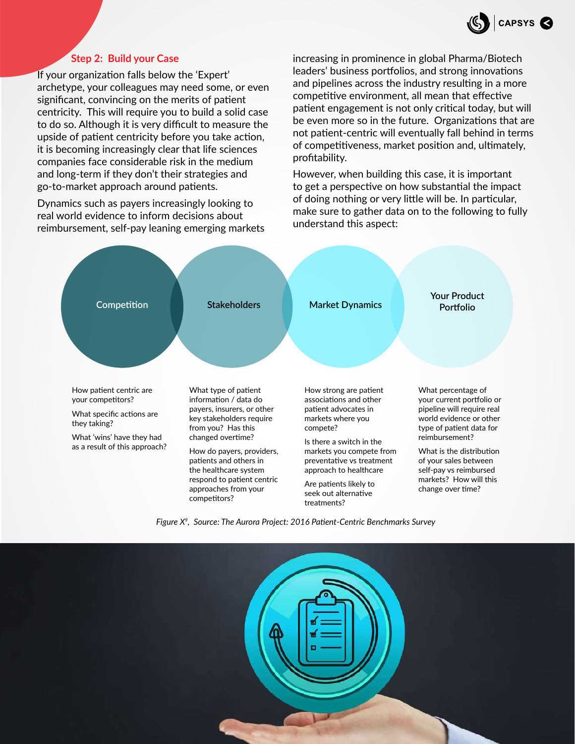## Step 2: Build your Case

If your organization falls below the 'Expert' archetype, your colleagues may need some, or even significant, convincing on the merits of patient centricity. This will require you to build a solid case to do so. Although it is very difficult to measure the upside of patient centricity before you take action, it is becoming increasingly clear that life sciences companies face considerable risk in the medium and long-term if they don't their strategies and go-to-market approach around patients.

Dynamics such as payers increasingly looking to real world evidence to inform decisions about reimbursement, self-pay leaning emerging markets increasing in prominence in global Pharma/Biotech leaders' business portfolios, and strong innovations and pipelines across the industry resulting in a more competitive environment, all mean that effective patient engagement is not only critical today, but will be even more so in the future. Organizations that are not patient-centric will eventually fall behind in terms of competitiveness, market position and, ultimately, profitability.

However, when building this case, it is important to get a perspective on how substantial the impact of doing nothing or very little will be. In particular, make sure to gather data on to the following to fully understand this aspect:

**Competition**

How patient centric are your competitors?

What specific actions are they taking?

What 'wins' have they had as a result of this approach?

**Stakeholders**

What type of patient information / data do payers, insurers, or other key stakeholders require from you? Has this changed overtime?

How do payers, providers, patients and others in the healthcare system respond to patient centric approaches from your competitors?

**Market Dynamics**

How strong are patient associations and other patient advocates in markets where you compete?

Is there a switch in the markets you compete from preventative vs treatment approach to healthcare

Are patients likely to seek out alternative treatments?

**Your Product Portfolio**

What percentage of your current portfolio or pipeline will require real world evidence or other type of patient data for reimbursement?

What is the distribution of your sales between self-pay vs reimbursed markets? How will this change over time?

*Figure X[9], Source: The Aurora Project: 2016 Patient-Centric Benchmarks Survey*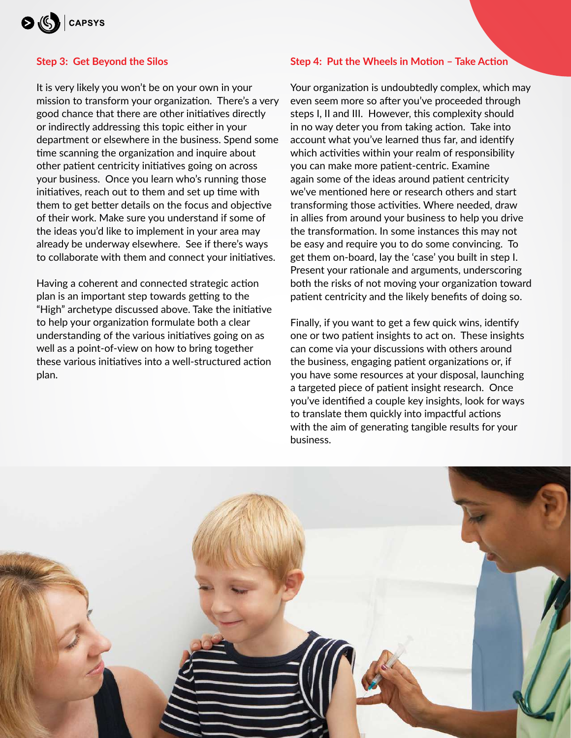### Step 3: Get Beyond the Silos

It is very likely you won't be on your own in your mission to transform your organization. There's a very good chance that there are other initiatives directly or indirectly addressing this topic either in your department or elsewhere in the business. Spend some time scanning the organization and inquire about other patient centricity initiatives going on across your business. Once you learn who's running those initiatives, reach out to them and set up time with them to get better details on the focus and objective of their work. Make sure you understand if some of the ideas you'd like to implement in your area may already be underway elsewhere. See if there's ways to collaborate with them and connect your initiatives.

Having a coherent and connected strategic action plan is an important step towards getting to the "High" archetype discussed above. Take the initiative to help your organization formulate both a clear understanding of the various initiatives going on as well as a point-of-view on how to bring together these various initiatives into a well-structured action plan.

### Step 4: Put the Wheels in Motion – Take Action

Your organization is undoubtedly complex, which may even seem more so after you've proceeded through steps I, II and III. However, this complexity should in no way deter you from taking action. Take into account what you've learned thus far, and identify which activities within your realm of responsibility you can make more patient-centric. Examine again some of the ideas around patient centricity we've mentioned here or research others and start transforming those activities. Where needed, draw in allies from around your business to help you drive the transformation. In some instances this may not be easy and require you to do some convincing. To get them on-board, lay the 'case' you built in step I. Present your rationale and arguments, underscoring both the risks of not moving your organization toward patient centricity and the likely benefits of doing so.

Finally, if you want to get a few quick wins, identify one or two patient insights to act on. These insights can come via your discussions with others around the business, engaging patient organizations or, if you have some resources at your disposal, launching a targeted piece of patient insight research. Once you've identified a couple key insights, look for ways to translate them quickly into impactful actions with the aim of generating tangible results for your business.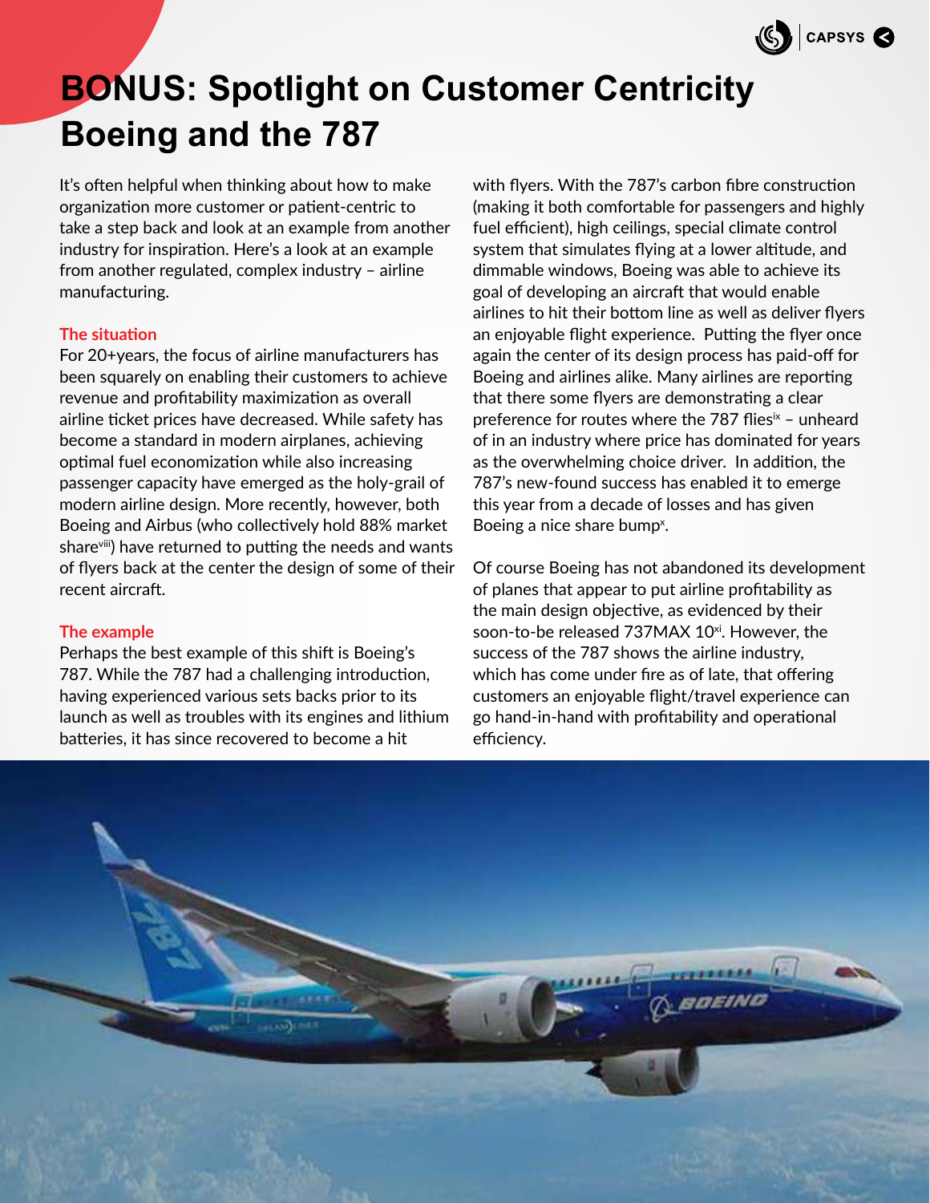# BONUS: Spotlight on Customer Centricity Boeing and the 787

It's often helpful when thinking about how to make organization more customer or patient-centric to take a step back and look at an example from another industry for inspiration. Here's a look at an example from another regulated, complex industry – airline manufacturing.

### The situation

For 20+years, the focus of airline manufacturers has been squarely on enabling their customers to achieve revenue and profitability maximization as overall airline ticket prices have decreased. While safety has become a standard in modern airplanes, achieving optimal fuel economization while also increasing passenger capacity have emerged as the holy-grail of modern airline design. More recently, however, both Boeing and Airbus (who collectively hold 88% market share[viii]) have returned to putting the needs and wants of flyers back at the center the design of some of their recent aircraft.

### The example

Perhaps the best example of this shift is Boeing's 787. While the 787 had a challenging introduction, having experienced various sets backs prior to its launch as well as troubles with its engines and lithium batteries, it has since recovered to become a hit with flyers. With the 787's carbon fibre construction (making it both comfortable for passengers and highly fuel efficient), high ceilings, special climate control system that simulates flying at a lower altitude, and dimmable windows, Boeing was able to achieve its goal of developing an aircraft that would enable airlines to hit their bottom line as well as deliver flyers an enjoyable flight experience. Putting the flyer once again the center of its design process has paid-off for Boeing and airlines alike. Many airlines are reporting that there some flyers are demonstrating a clear preference for routes where the 787 flies[ix] – unheard of in an industry where price has dominated for years as the overwhelming choice driver. In addition, the 787's new-found success has enabled it to emerge this year from a decade of losses and has given Boeing a nice share bump[x].

Of course Boeing has not abandoned its development of planes that appear to put airline profitability as the main design objective, as evidenced by their soon-to-be released 737MAX 10[xi]. However, the success of the 787 shows the airline industry, which has come under fire as of late, that offering customers an enjoyable flight/travel experience can go hand-in-hand with profitability and operational efficiency.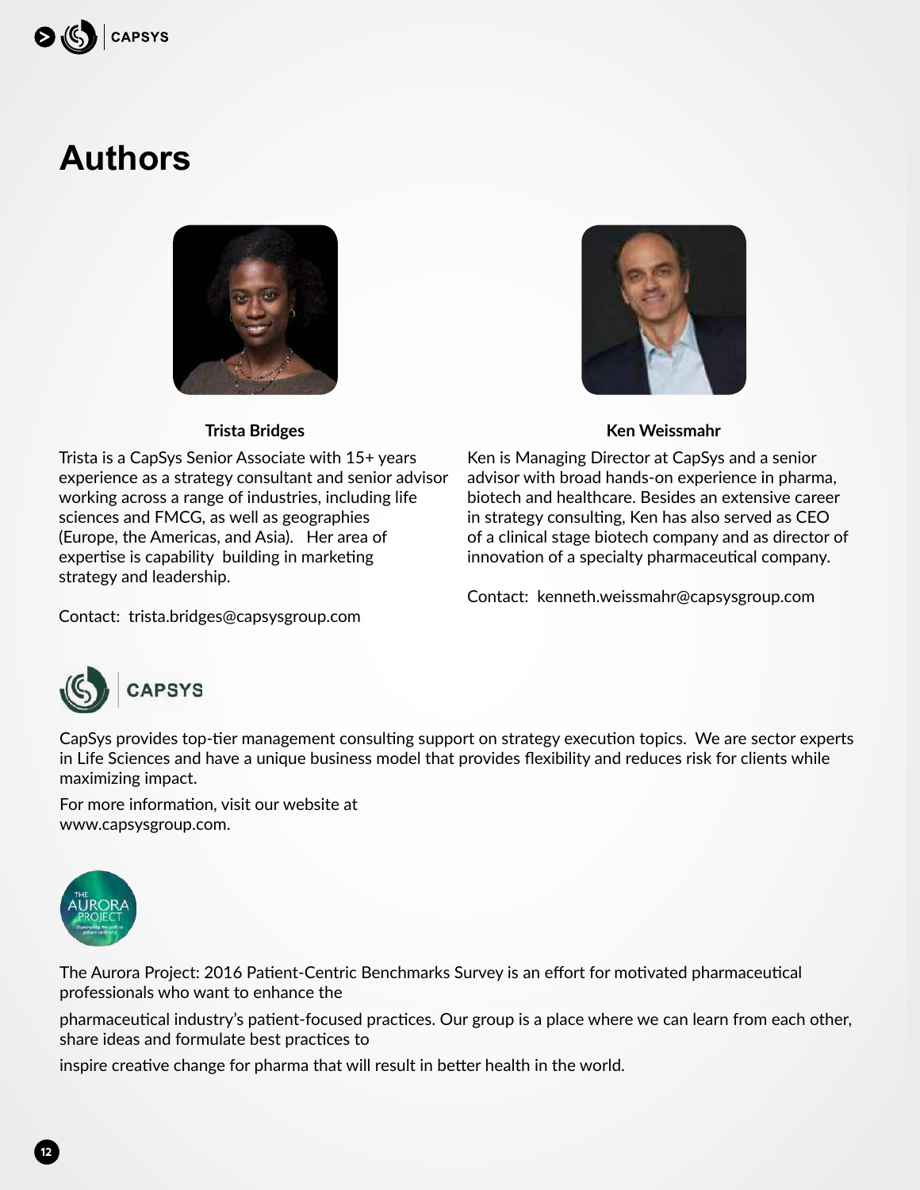# Authors

**Trista Bridges**

Trista is a CapSys Senior Associate with 15+ years experience as a strategy consultant and senior advisor working across a range of industries, including life sciences and FMCG, as well as geographies (Europe, the Americas, and Asia). Her area of expertise is capability building in marketing strategy and leadership.

Contact: trista.bridges@capsysgroup.com

**Ken Weissmahr**

Ken is Managing Director at CapSys and a senior advisor with broad hands-on experience in pharma, biotech and healthcare. Besides an extensive career in strategy consulting, Ken has also served as CEO of a clinical stage biotech company and as director of innovation of a specialty pharmaceutical company.

Contact: kenneth.weissmahr@capsysgroup.com

CAPSYS

CapSys provides top-tier management consulting support on strategy execution topics. We are sector experts in Life Sciences and have a unique business model that provides flexibility and reduces risk for clients while maximizing impact.

For more information, visit our website at www.capsysgroup.com.

The Aurora Project: 2016 Patient-Centric Benchmarks Survey is an effort for motivated pharmaceutical professionals who want to enhance the pharmaceutical industry's patient-focused practices. Our group is a place where we can learn from each other, share ideas and formulate best practices to inspire creative change for pharma that will result in better health in the world.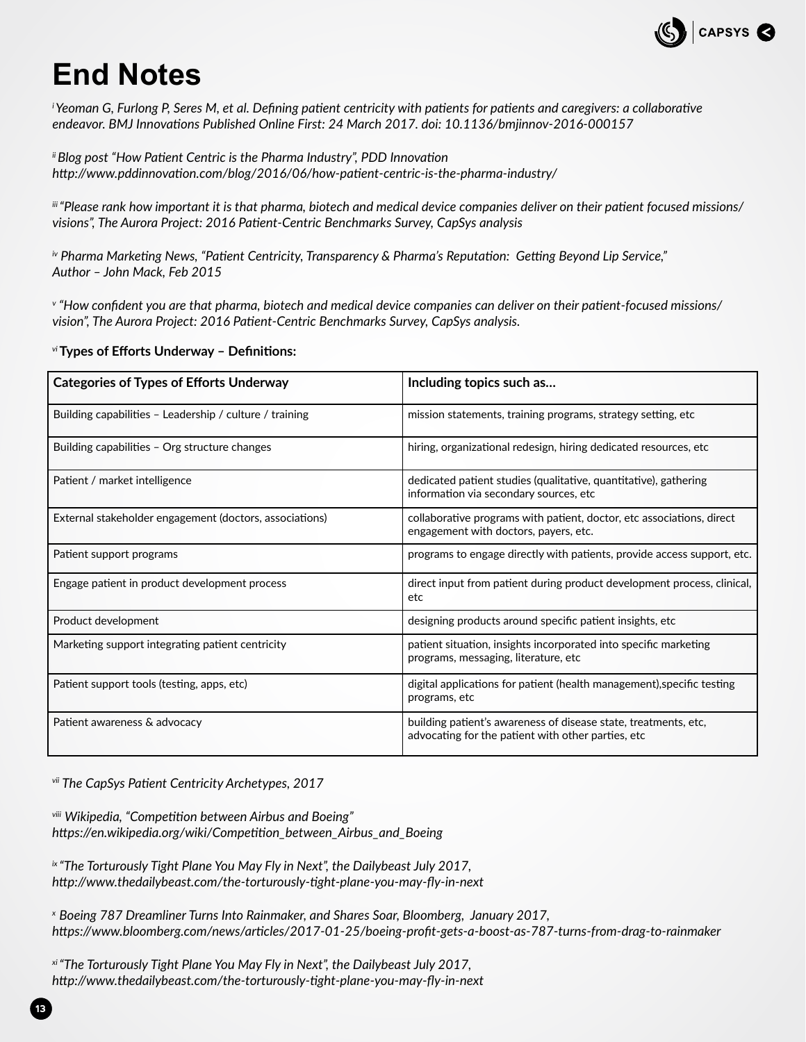# End Notes

[i] *Yeoman G, Furlong P, Seres M, et al. Defining patient centricity with patients for patients and caregivers: a collaborative endeavor. BMJ Innovations Published Online First: 24 March 2017. doi: 10.1136/bmjinnov-2016-000157*

[ii] *Blog post "How Patient Centric is the Pharma Industry", PDD Innovation http://www.pddinnovation.com/blog/2016/06/how-patient-centric-is-the-pharma-industry/*

[iii] *"Please rank how important it is that pharma, biotech and medical device companies deliver on their patient focused missions/ visions", The Aurora Project: 2016 Patient-Centric Benchmarks Survey, CapSys analysis*

[iv] *Pharma Marketing News, "Patient Centricity, Transparency & Pharma's Reputation: Getting Beyond Lip Service," Author – John Mack, Feb 2015*

[v] *"How confident you are that pharma, biotech and medical device companies can deliver on their patient-focused missions/ vision", The Aurora Project: 2016 Patient-Centric Benchmarks Survey, CapSys analysis.*

[vi] **Types of Efforts Underway – Definitions:**

| Categories of Types of Efforts Underway | Including topics such as... |
|---|---|
| Building capabilities – Leadership / culture / training | mission statements, training programs, strategy setting, etc |
| Building capabilities – Org structure changes | hiring, organizational redesign, hiring dedicated resources, etc |
| Patient / market intelligence | dedicated patient studies (qualitative, quantitative), gathering information via secondary sources, etc |
| External stakeholder engagement (doctors, associations) | collaborative programs with patient, doctor, etc associations, direct engagement with doctors, payers, etc. |
| Patient support programs | programs to engage directly with patients, provide access support, etc. |
| Engage patient in product development process | direct input from patient during product development process, clinical, etc |
| Product development | designing products around specific patient insights, etc |
| Marketing support integrating patient centricity | patient situation, insights incorporated into specific marketing programs, messaging, literature, etc |
| Patient support tools (testing, apps, etc) | digital applications for patient (health management),specific testing programs, etc |
| Patient awareness & advocacy | building patient's awareness of disease state, treatments, etc, advocating for the patient with other parties, etc |

[vii] *The CapSys Patient Centricity Archetypes, 2017*

[viii] *Wikipedia, "Competition between Airbus and Boeing" https://en.wikipedia.org/wiki/Competition_between_Airbus_and_Boeing*

[ix] *"The Torturously Tight Plane You May Fly in Next", the Dailybeast July 2017, http://www.thedailybeast.com/the-torturously-tight-plane-you-may-fly-in-next*

[x] *Boeing 787 Dreamliner Turns Into Rainmaker, and Shares Soar, Bloomberg, January 2017, https://www.bloomberg.com/news/articles/2017-01-25/boeing-profit-gets-a-boost-as-787-turns-from-drag-to-rainmaker*

[xi] *"The Torturously Tight Plane You May Fly in Next", the Dailybeast July 2017, http://www.thedailybeast.com/the-torturously-tight-plane-you-may-fly-in-next*